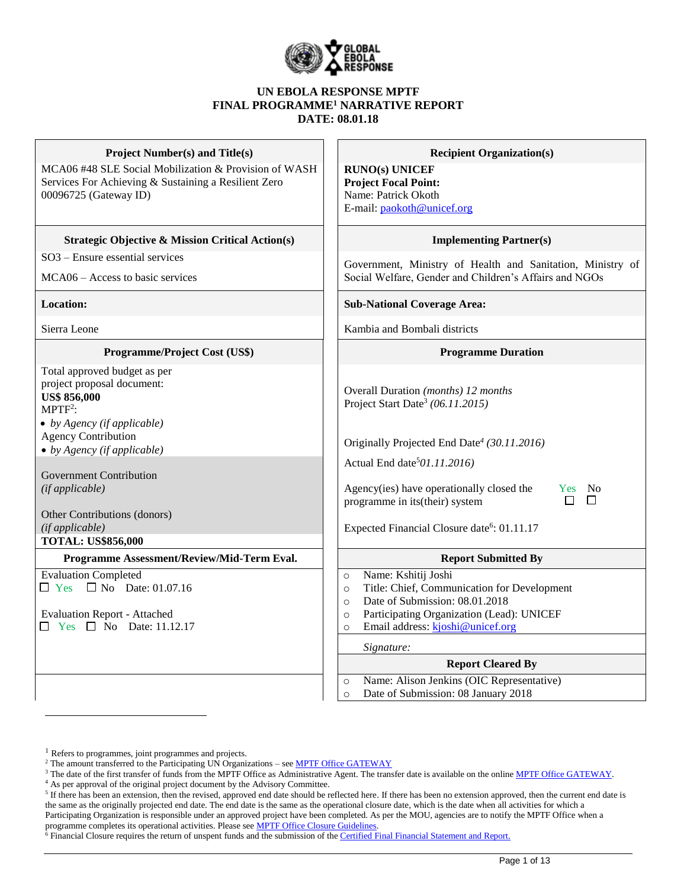**UN EBOLA RESPONSE MPTF**
**FINAL PROGRAMME[1] NARRATIVE REPORT**
**DATE: 08.01.18**

| **Project Number(s) and Title(s)** | **Recipient Organization(s)** |
|---|---|
| MCA06 #48 SLE Social Mobilization & Provision of WASH Services For Achieving & Sustaining a Resilient Zero 00096725 (Gateway ID) | **RUNO(s) UNICEF**<br>**Project Focal Point:**<br>Name: Patrick Okoth<br>E-mail: paokoth@unicef.org |
| **Strategic Objective & Mission Critical Action(s)** | **Implementing Partner(s)** |
| SO3 – Ensure essential services<br><br>MCA06 – Access to basic services | Government, Ministry of Health and Sanitation, Ministry of Social Welfare, Gender and Children's Affairs and NGOs |
| **Location:** | **Sub-National Coverage Area:** |
| Sierra Leone | Kambia and Bombali districts |
| **Programme/Project Cost (US$)** | **Programme Duration** |
| Total approved budget as per project proposal document:<br>**US$ 856,000**<br>MPTF[2]:<br>• *by Agency (if applicable)*<br>Agency Contribution<br>• *by Agency (if applicable)*<br><br>Government Contribution<br>*(if applicable)*<br><br>Other Contributions (donors)<br>*(if applicable)*<br>**TOTAL: US$856,000** | Overall Duration *(months) 12 months*<br>Project Start Date[3] *(06.11.2015)*<br><br>Originally Projected End Date[4] *(30.11.2016)*<br><br>Actual End date[5] *01.11.2016)*<br><br>Agency(ies) have operationally closed the programme in its(their) system ☐ Yes ☐ No<br><br>Expected Financial Closure date[6]: 01.11.17 |
| **Programme Assessment/Review/Mid-Term Eval.** | **Report Submitted By** |
| Evaluation Completed<br>☐ Yes ☐ No Date: 01.07.16<br><br>Evaluation Report - Attached<br>☐ Yes ☐ No Date: 11.12.17 | ○ Name: Kshitij Joshi<br>○ Title: Chief, Communication for Development<br>○ Date of Submission: 08.01.2018<br>○ Participating Organization (Lead): UNICEF<br>○ Email address: kjoshi@unicef.org<br><br>*Signature:* |
| | **Report Cleared By** |
| | ○ Name: Alison Jenkins (OIC Representative)<br>○ Date of Submission: 08 January 2018 |

---

[1] Refers to programmes, joint programmes and projects.
[2] The amount transferred to the Participating UN Organizations – see MPTF Office GATEWAY
[3] The date of the first transfer of funds from the MPTF Office as Administrative Agent. The transfer date is available on the online MPTF Office GATEWAY.
[4] As per approval of the original project document by the Advisory Committee.
[5] If there has been an extension, then the revised, approved end date should be reflected here. If there has been no extension approved, then the current end date is the same as the originally projected end date. The end date is the same as the operational closure date, which is the date when all activities for which a Participating Organization is responsible under an approved project have been completed. As per the MOU, agencies are to notify the MPTF Office when a programme completes its operational activities. Please see MPTF Office Closure Guidelines.
[6] Financial Closure requires the return of unspent funds and the submission of the Certified Final Financial Statement and Report.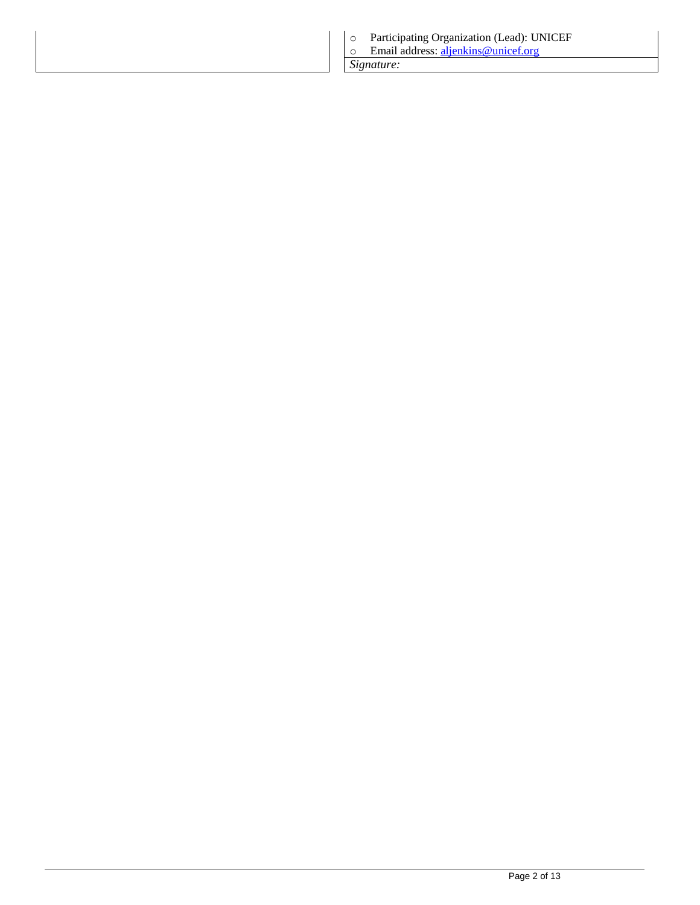|  | <ul><li>Participating Organization (Lead): UNICEF</li><li>Email address: aljenkins@unicef.org</li></ul> |
| --- | --- |
|  | *Signature:* |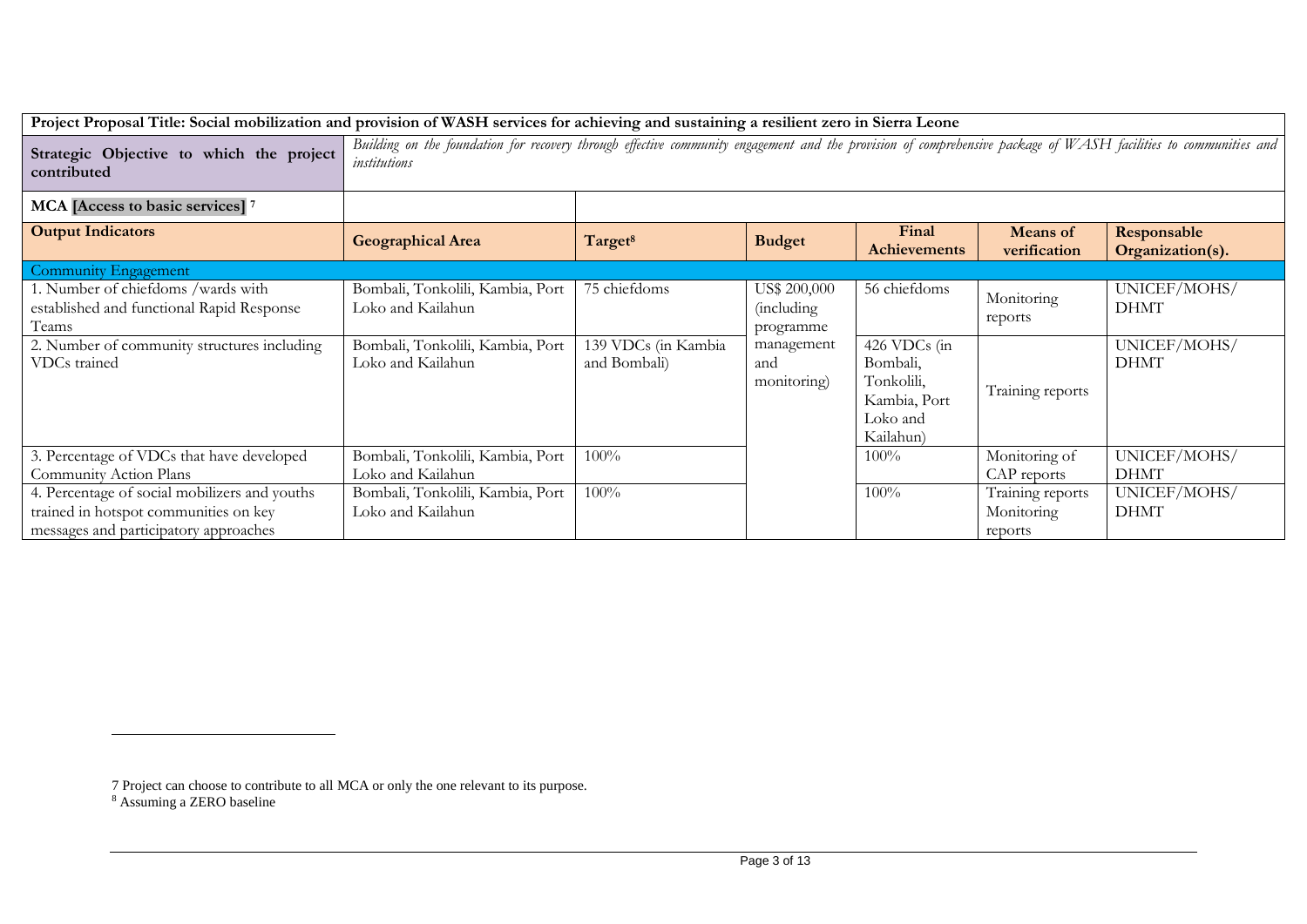| **Project Proposal Title: Social mobilization and provision of WASH services for achieving and sustaining a resilient zero in Sierra Leone** | | | | | | |
|---|---|---|---|---|---|---|
| **Strategic Objective to which the project contributed** | *Building on the foundation for recovery through effective community engagement and the provision of comprehensive package of WASH facilities to communities and institutions* | | | | | |
| **MCA [Access to basic services]** [7] | | | | | | |
| **Output Indicators** | **Geographical Area** | **Target**[8] | **Budget** | **Final Achievements** | **Means of verification** | **Responsable Organization(s).** |
| Community Engagement | | | | | | |
| 1. Number of chiefdoms /wards with established and functional Rapid Response Teams | Bombali, Tonkolili, Kambia, Port Loko and Kailahun | 75 chiefdoms | US$ 200,000 (including programme management and monitoring) | 56 chiefdoms | Monitoring reports | UNICEF/MOHS/ DHMT |
| 2. Number of community structures including VDCs trained | Bombali, Tonkolili, Kambia, Port Loko and Kailahun | 139 VDCs (in Kambia and Bombali) | | 426 VDCs (in Bombali, Tonkolili, Kambia, Port Loko and Kailahun) | Training reports | UNICEF/MOHS/ DHMT |
| 3. Percentage of VDCs that have developed Community Action Plans | Bombali, Tonkolili, Kambia, Port Loko and Kailahun | 100% | | 100% | Monitoring of CAP reports | UNICEF/MOHS/ DHMT |
| 4. Percentage of social mobilizers and youths trained in hotspot communities on key messages and participatory approaches | Bombali, Tonkolili, Kambia, Port Loko and Kailahun | 100% | | 100% | Training reports Monitoring reports | UNICEF/MOHS/ DHMT |

7 Project can choose to contribute to all MCA or only the one relevant to its purpose.

8 Assuming a ZERO baseline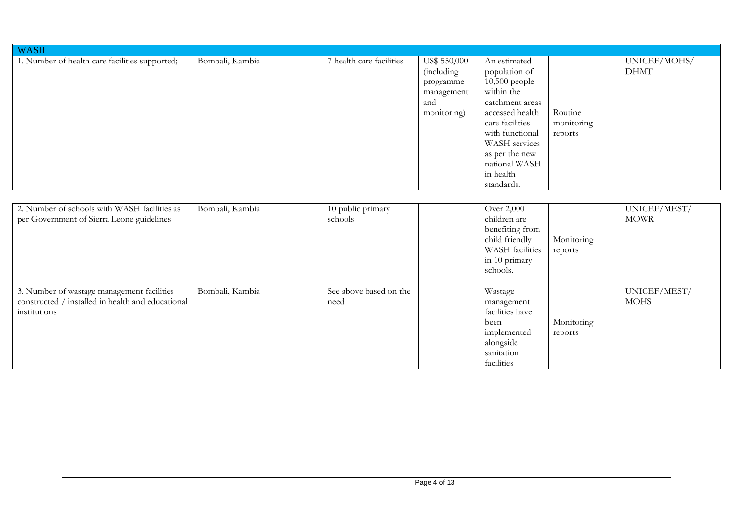| WASH | | | | | | |
|---|---|---|---|---|---|---|
| 1. Number of health care facilities supported; | Bombali, Kambia | 7 health care facilities | US$ 550,000 (including programme management and monitoring) | An estimated population of 10,500 people within the catchment areas accessed health care facilities with functional WASH services as per the new national WASH in health standards. | Routine monitoring reports | UNICEF/MOHS/ DHMT |
| 2. Number of schools with WASH facilities as per Government of Sierra Leone guidelines | Bombali, Kambia | 10 public primary schools | | Over 2,000 children are benefiting from child friendly WASH facilities in 10 primary schools. | Monitoring reports | UNICEF/MEST/ MOWR |
| 3. Number of wastage management facilities constructed / installed in health and educational institutions | Bombali, Kambia | See above based on the need | | Wastage management facilities have been implemented alongside sanitation facilities | Monitoring reports | UNICEF/MEST/ MOHS |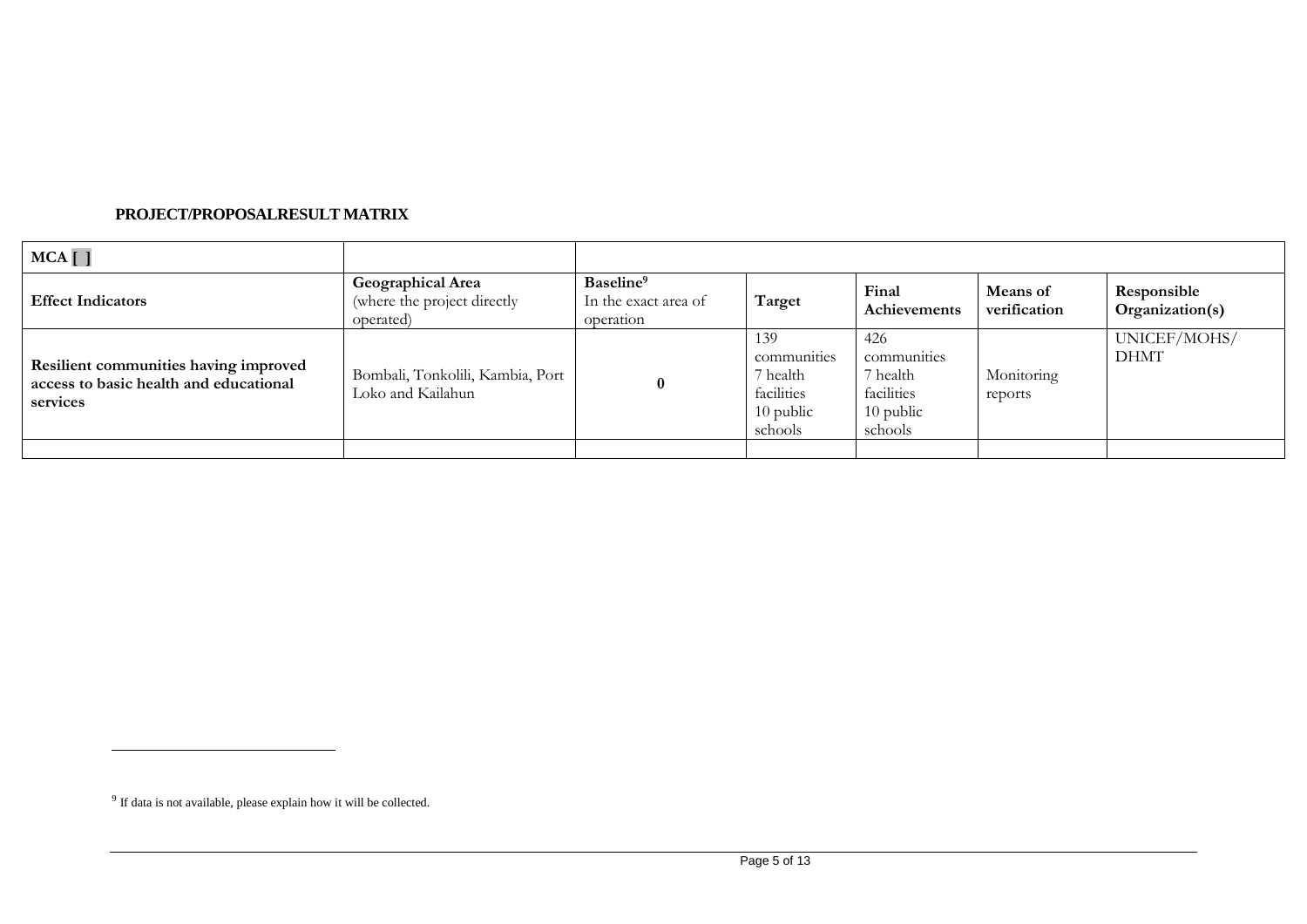**PROJECT/PROPOSALRESULT MATRIX**

| MCA [ ] | | | | | | |
|---|---|---|---|---|---|---|
| **Effect Indicators** | **Geographical Area** (where the project directly operated) | **Baseline**[9] In the exact area of operation | **Target** | **Final Achievements** | **Means of verification** | **Responsible Organization(s)** |
| **Resilient communities having improved access to basic health and educational services** | Bombali, Tonkolili, Kambia, Port Loko and Kailahun | **0** | 139 communities 7 health facilities 10 public schools | 426 communities 7 health facilities 10 public schools | Monitoring reports | UNICEF/MOHS/ DHMT |
| | | | | | | |

[9] If data is not available, please explain how it will be collected.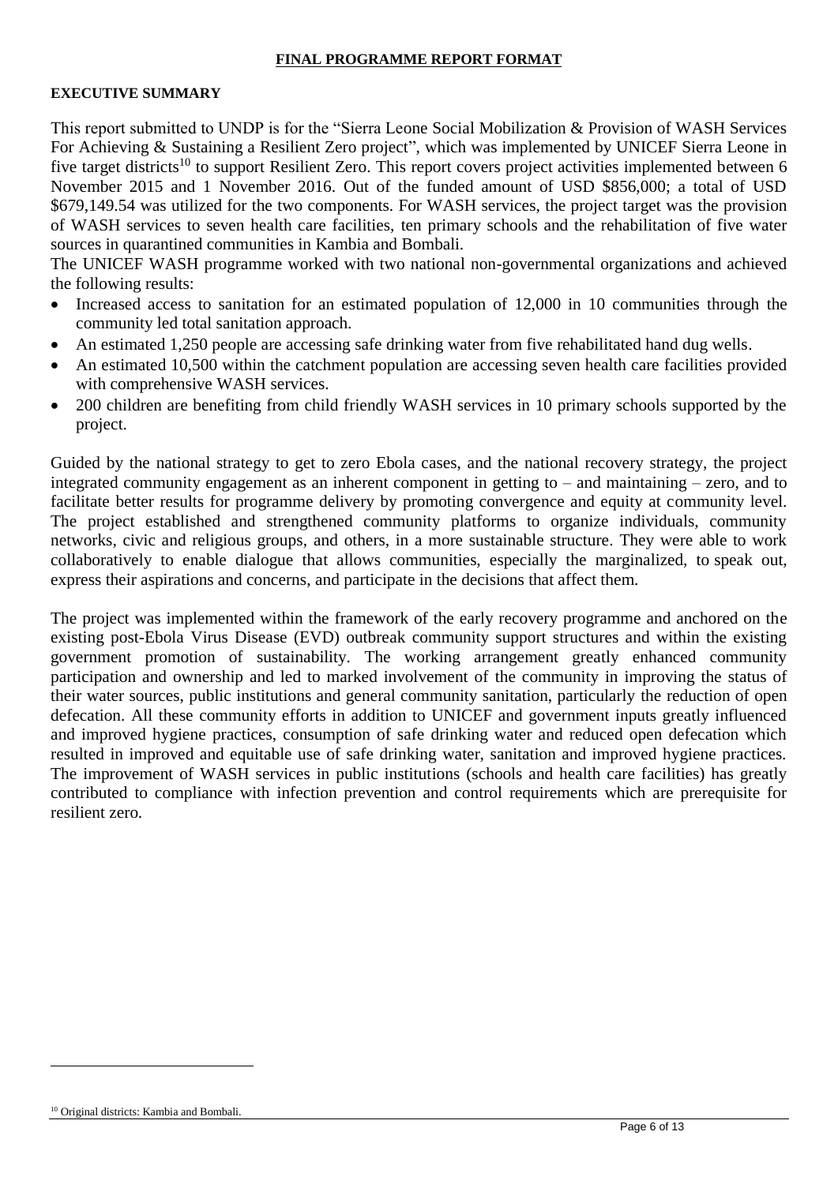**FINAL PROGRAMME REPORT FORMAT**

**EXECUTIVE SUMMARY**

This report submitted to UNDP is for the "Sierra Leone Social Mobilization & Provision of WASH Services For Achieving & Sustaining a Resilient Zero project", which was implemented by UNICEF Sierra Leone in five target districts[10] to support Resilient Zero. This report covers project activities implemented between 6 November 2015 and 1 November 2016. Out of the funded amount of USD $856,000; a total of USD $679,149.54 was utilized for the two components. For WASH services, the project target was the provision of WASH services to seven health care facilities, ten primary schools and the rehabilitation of five water sources in quarantined communities in Kambia and Bombali.

The UNICEF WASH programme worked with two national non-governmental organizations and achieved the following results:

- Increased access to sanitation for an estimated population of 12,000 in 10 communities through the community led total sanitation approach.
- An estimated 1,250 people are accessing safe drinking water from five rehabilitated hand dug wells.
- An estimated 10,500 within the catchment population are accessing seven health care facilities provided with comprehensive WASH services.
- 200 children are benefiting from child friendly WASH services in 10 primary schools supported by the project.

Guided by the national strategy to get to zero Ebola cases, and the national recovery strategy, the project integrated community engagement as an inherent component in getting to – and maintaining – zero, and to facilitate better results for programme delivery by promoting convergence and equity at community level. The project established and strengthened community platforms to organize individuals, community networks, civic and religious groups, and others, in a more sustainable structure. They were able to work collaboratively to enable dialogue that allows communities, especially the marginalized, to speak out, express their aspirations and concerns, and participate in the decisions that affect them.

The project was implemented within the framework of the early recovery programme and anchored on the existing post-Ebola Virus Disease (EVD) outbreak community support structures and within the existing government promotion of sustainability. The working arrangement greatly enhanced community participation and ownership and led to marked involvement of the community in improving the status of their water sources, public institutions and general community sanitation, particularly the reduction of open defecation. All these community efforts in addition to UNICEF and government inputs greatly influenced and improved hygiene practices, consumption of safe drinking water and reduced open defecation which resulted in improved and equitable use of safe drinking water, sanitation and improved hygiene practices. The improvement of WASH services in public institutions (schools and health care facilities) has greatly contributed to compliance with infection prevention and control requirements which are prerequisite for resilient zero.

---

[10] Original districts: Kambia and Bombali.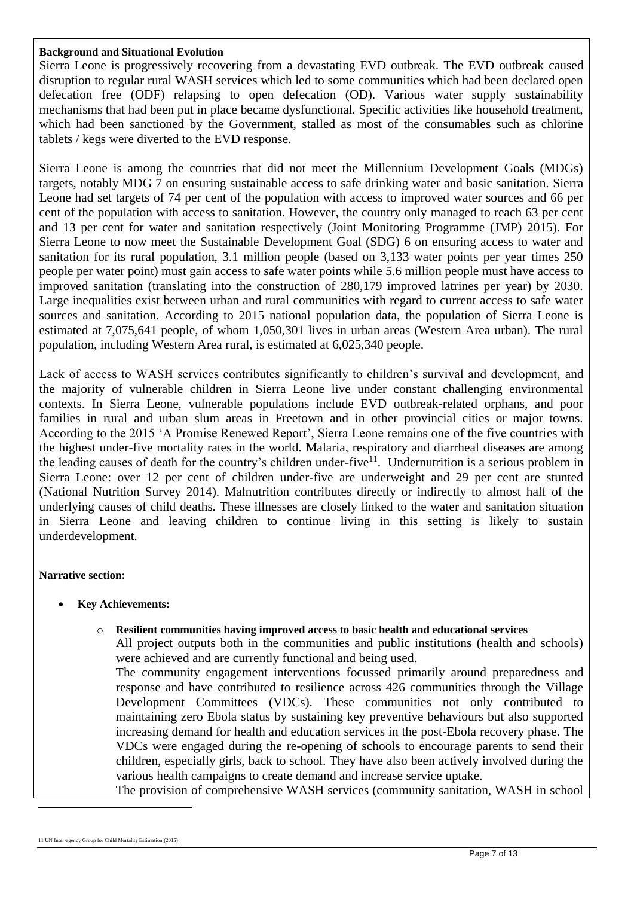**Background and Situational Evolution**

Sierra Leone is progressively recovering from a devastating EVD outbreak. The EVD outbreak caused disruption to regular rural WASH services which led to some communities which had been declared open defecation free (ODF) relapsing to open defecation (OD). Various water supply sustainability mechanisms that had been put in place became dysfunctional. Specific activities like household treatment, which had been sanctioned by the Government, stalled as most of the consumables such as chlorine tablets / kegs were diverted to the EVD response.

Sierra Leone is among the countries that did not meet the Millennium Development Goals (MDGs) targets, notably MDG 7 on ensuring sustainable access to safe drinking water and basic sanitation. Sierra Leone had set targets of 74 per cent of the population with access to improved water sources and 66 per cent of the population with access to sanitation. However, the country only managed to reach 63 per cent and 13 per cent for water and sanitation respectively (Joint Monitoring Programme (JMP) 2015). For Sierra Leone to now meet the Sustainable Development Goal (SDG) 6 on ensuring access to water and sanitation for its rural population, 3.1 million people (based on 3,133 water points per year times 250 people per water point) must gain access to safe water points while 5.6 million people must have access to improved sanitation (translating into the construction of 280,179 improved latrines per year) by 2030. Large inequalities exist between urban and rural communities with regard to current access to safe water sources and sanitation. According to 2015 national population data, the population of Sierra Leone is estimated at 7,075,641 people, of whom 1,050,301 lives in urban areas (Western Area urban). The rural population, including Western Area rural, is estimated at 6,025,340 people.

Lack of access to WASH services contributes significantly to children's survival and development, and the majority of vulnerable children in Sierra Leone live under constant challenging environmental contexts. In Sierra Leone, vulnerable populations include EVD outbreak-related orphans, and poor families in rural and urban slum areas in Freetown and in other provincial cities or major towns. According to the 2015 'A Promise Renewed Report', Sierra Leone remains one of the five countries with the highest under-five mortality rates in the world. Malaria, respiratory and diarrheal diseases are among the leading causes of death for the country's children under-five[11]. Undernutrition is a serious problem in Sierra Leone: over 12 per cent of children under-five are underweight and 29 per cent are stunted (National Nutrition Survey 2014). Malnutrition contributes directly or indirectly to almost half of the underlying causes of child deaths. These illnesses are closely linked to the water and sanitation situation in Sierra Leone and leaving children to continue living in this setting is likely to sustain underdevelopment.

**Narrative section:**

- **Key Achievements:**
  - **Resilient communities having improved access to basic health and educational services**

    All project outputs both in the communities and public institutions (health and schools) were achieved and are currently functional and being used.

    The community engagement interventions focussed primarily around preparedness and response and have contributed to resilience across 426 communities through the Village Development Committees (VDCs). These communities not only contributed to maintaining zero Ebola status by sustaining key preventive behaviours but also supported increasing demand for health and education services in the post-Ebola recovery phase. The VDCs were engaged during the re-opening of schools to encourage parents to send their children, especially girls, back to school. They have also been actively involved during the various health campaigns to create demand and increase service uptake.

    The provision of comprehensive WASH services (community sanitation, WASH in school

---

[11] UN Inter-agency Group for Child Mortality Estimation (2015)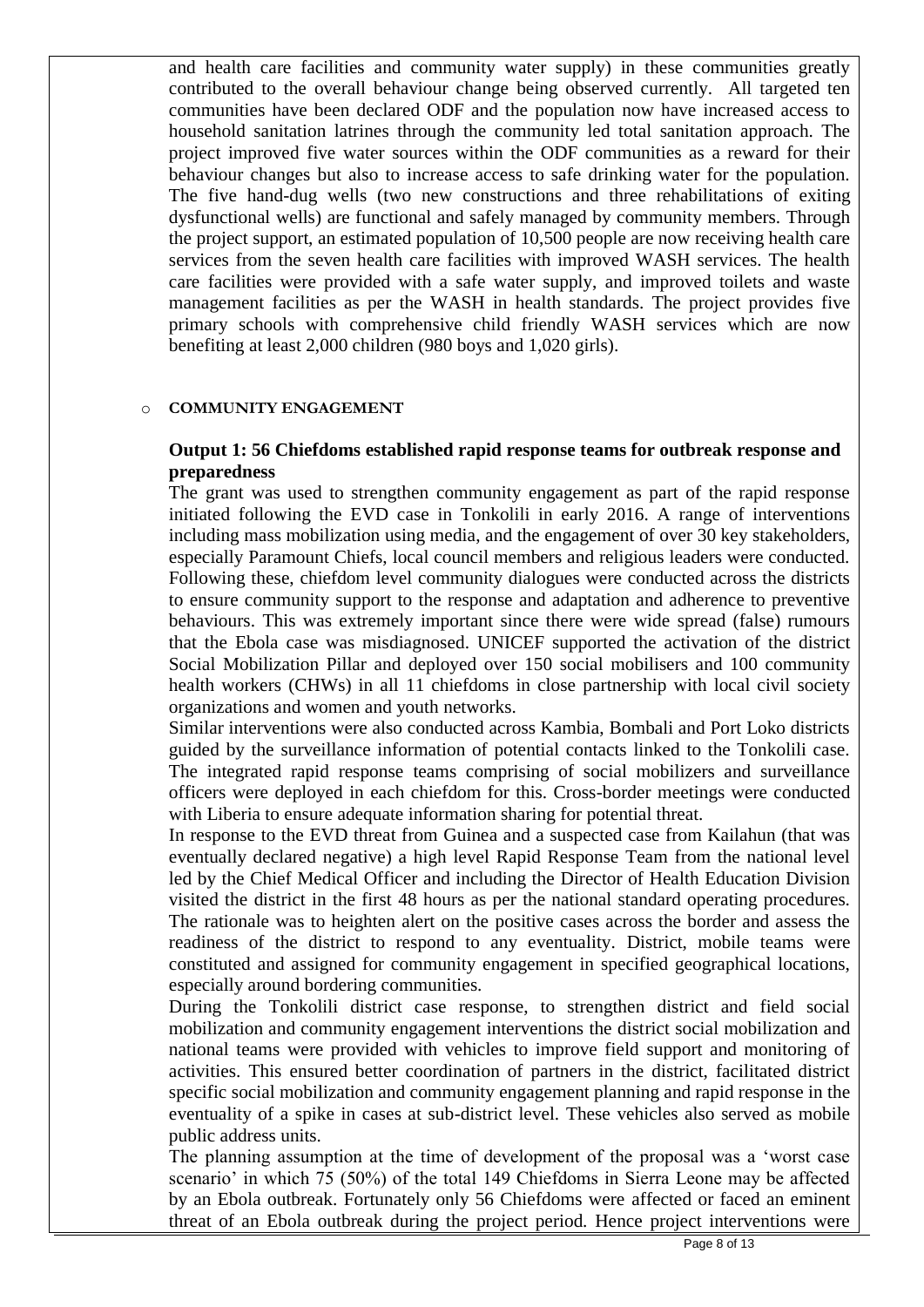and health care facilities and community water supply) in these communities greatly contributed to the overall behaviour change being observed currently. All targeted ten communities have been declared ODF and the population now have increased access to household sanitation latrines through the community led total sanitation approach. The project improved five water sources within the ODF communities as a reward for their behaviour changes but also to increase access to safe drinking water for the population. The five hand-dug wells (two new constructions and three rehabilitations of exiting dysfunctional wells) are functional and safely managed by community members. Through the project support, an estimated population of 10,500 people are now receiving health care services from the seven health care facilities with improved WASH services. The health care facilities were provided with a safe water supply, and improved toilets and waste management facilities as per the WASH in health standards. The project provides five primary schools with comprehensive child friendly WASH services which are now benefiting at least 2,000 children (980 boys and 1,020 girls).

- **COMMUNITY ENGAGEMENT**

**Output 1: 56 Chiefdoms established rapid response teams for outbreak response and preparedness**

The grant was used to strengthen community engagement as part of the rapid response initiated following the EVD case in Tonkolili in early 2016. A range of interventions including mass mobilization using media, and the engagement of over 30 key stakeholders, especially Paramount Chiefs, local council members and religious leaders were conducted. Following these, chiefdom level community dialogues were conducted across the districts to ensure community support to the response and adaptation and adherence to preventive behaviours. This was extremely important since there were wide spread (false) rumours that the Ebola case was misdiagnosed. UNICEF supported the activation of the district Social Mobilization Pillar and deployed over 150 social mobilisers and 100 community health workers (CHWs) in all 11 chiefdoms in close partnership with local civil society organizations and women and youth networks.

Similar interventions were also conducted across Kambia, Bombali and Port Loko districts guided by the surveillance information of potential contacts linked to the Tonkolili case. The integrated rapid response teams comprising of social mobilizers and surveillance officers were deployed in each chiefdom for this. Cross-border meetings were conducted with Liberia to ensure adequate information sharing for potential threat.

In response to the EVD threat from Guinea and a suspected case from Kailahun (that was eventually declared negative) a high level Rapid Response Team from the national level led by the Chief Medical Officer and including the Director of Health Education Division visited the district in the first 48 hours as per the national standard operating procedures. The rationale was to heighten alert on the positive cases across the border and assess the readiness of the district to respond to any eventuality. District, mobile teams were constituted and assigned for community engagement in specified geographical locations, especially around bordering communities.

During the Tonkolili district case response, to strengthen district and field social mobilization and community engagement interventions the district social mobilization and national teams were provided with vehicles to improve field support and monitoring of activities. This ensured better coordination of partners in the district, facilitated district specific social mobilization and community engagement planning and rapid response in the eventuality of a spike in cases at sub-district level. These vehicles also served as mobile public address units.

The planning assumption at the time of development of the proposal was a 'worst case scenario' in which 75 (50%) of the total 149 Chiefdoms in Sierra Leone may be affected by an Ebola outbreak. Fortunately only 56 Chiefdoms were affected or faced an eminent threat of an Ebola outbreak during the project period. Hence project interventions were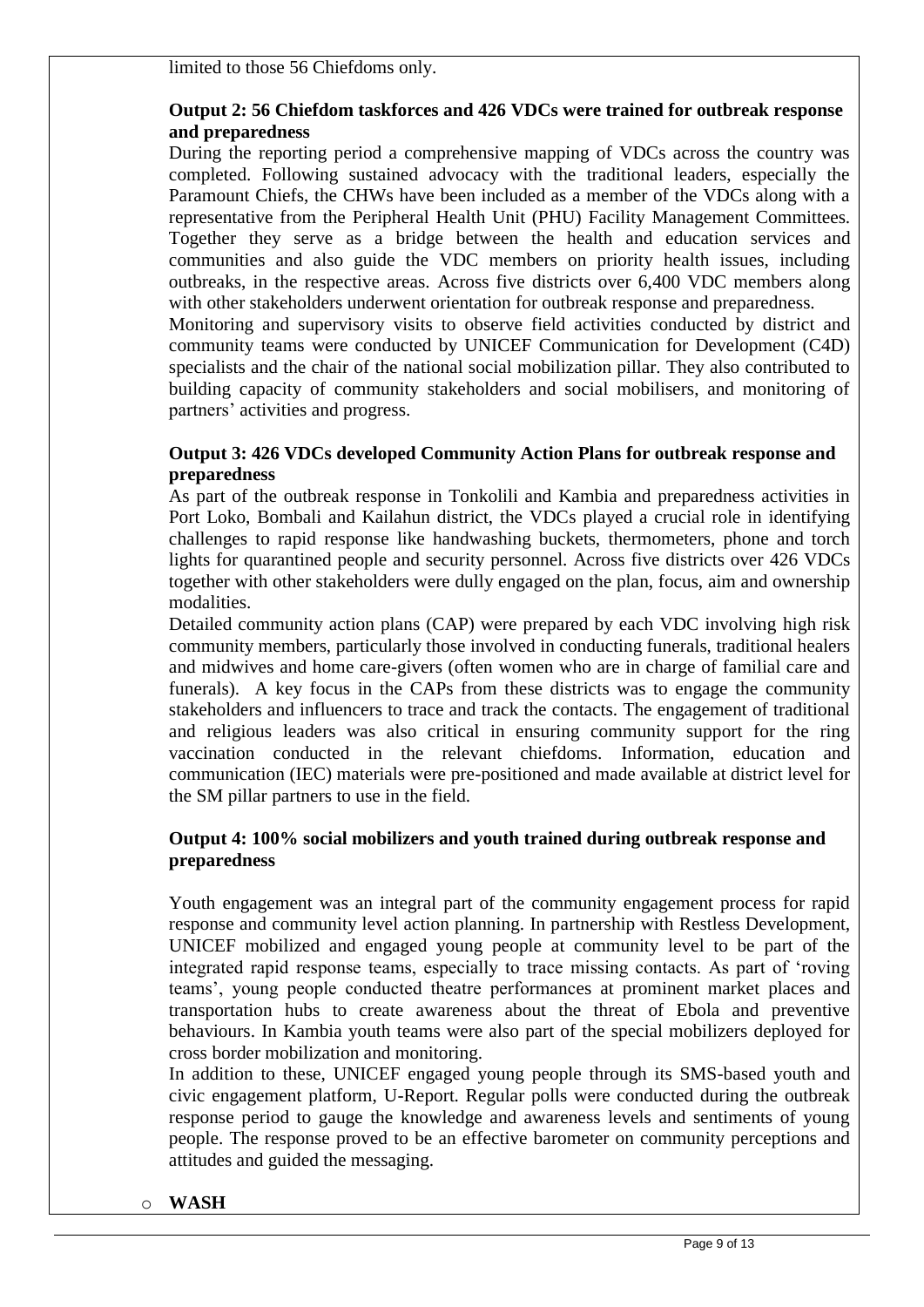limited to those 56 Chiefdoms only.

**Output 2: 56 Chiefdom taskforces and 426 VDCs were trained for outbreak response and preparedness**

During the reporting period a comprehensive mapping of VDCs across the country was completed. Following sustained advocacy with the traditional leaders, especially the Paramount Chiefs, the CHWs have been included as a member of the VDCs along with a representative from the Peripheral Health Unit (PHU) Facility Management Committees. Together they serve as a bridge between the health and education services and communities and also guide the VDC members on priority health issues, including outbreaks, in the respective areas. Across five districts over 6,400 VDC members along with other stakeholders underwent orientation for outbreak response and preparedness.

Monitoring and supervisory visits to observe field activities conducted by district and community teams were conducted by UNICEF Communication for Development (C4D) specialists and the chair of the national social mobilization pillar. They also contributed to building capacity of community stakeholders and social mobilisers, and monitoring of partners' activities and progress.

**Output 3: 426 VDCs developed Community Action Plans for outbreak response and preparedness**

As part of the outbreak response in Tonkolili and Kambia and preparedness activities in Port Loko, Bombali and Kailahun district, the VDCs played a crucial role in identifying challenges to rapid response like handwashing buckets, thermometers, phone and torch lights for quarantined people and security personnel. Across five districts over 426 VDCs together with other stakeholders were dully engaged on the plan, focus, aim and ownership modalities.

Detailed community action plans (CAP) were prepared by each VDC involving high risk community members, particularly those involved in conducting funerals, traditional healers and midwives and home care-givers (often women who are in charge of familial care and funerals). A key focus in the CAPs from these districts was to engage the community stakeholders and influencers to trace and track the contacts. The engagement of traditional and religious leaders was also critical in ensuring community support for the ring vaccination conducted in the relevant chiefdoms. Information, education and communication (IEC) materials were pre-positioned and made available at district level for the SM pillar partners to use in the field.

**Output 4: 100% social mobilizers and youth trained during outbreak response and preparedness**

Youth engagement was an integral part of the community engagement process for rapid response and community level action planning. In partnership with Restless Development, UNICEF mobilized and engaged young people at community level to be part of the integrated rapid response teams, especially to trace missing contacts. As part of 'roving teams', young people conducted theatre performances at prominent market places and transportation hubs to create awareness about the threat of Ebola and preventive behaviours. In Kambia youth teams were also part of the special mobilizers deployed for cross border mobilization and monitoring.

In addition to these, UNICEF engaged young people through its SMS-based youth and civic engagement platform, U-Report. Regular polls were conducted during the outbreak response period to gauge the knowledge and awareness levels and sentiments of young people. The response proved to be an effective barometer on community perceptions and attitudes and guided the messaging.

- **WASH**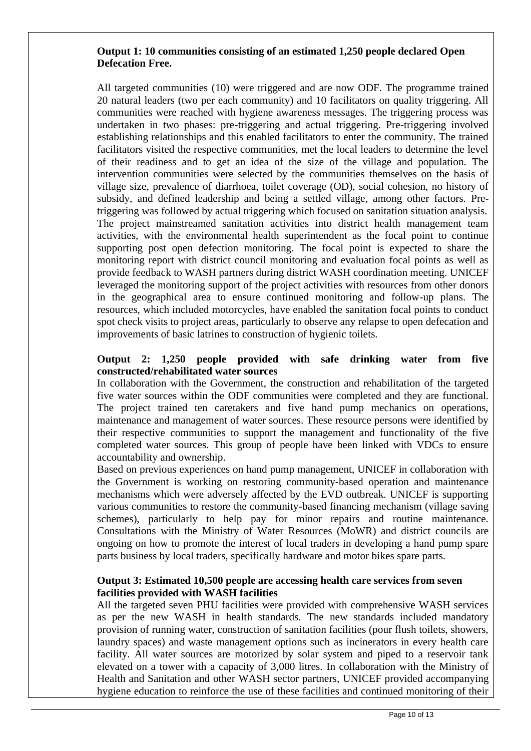**Output 1: 10 communities consisting of an estimated 1,250 people declared Open Defecation Free.**

All targeted communities (10) were triggered and are now ODF. The programme trained 20 natural leaders (two per each community) and 10 facilitators on quality triggering. All communities were reached with hygiene awareness messages. The triggering process was undertaken in two phases: pre-triggering and actual triggering. Pre-triggering involved establishing relationships and this enabled facilitators to enter the community. The trained facilitators visited the respective communities, met the local leaders to determine the level of their readiness and to get an idea of the size of the village and population. The intervention communities were selected by the communities themselves on the basis of village size, prevalence of diarrhoea, toilet coverage (OD), social cohesion, no history of subsidy, and defined leadership and being a settled village, among other factors. Pre-triggering was followed by actual triggering which focused on sanitation situation analysis. The project mainstreamed sanitation activities into district health management team activities, with the environmental health superintendent as the focal point to continue supporting post open defection monitoring. The focal point is expected to share the monitoring report with district council monitoring and evaluation focal points as well as provide feedback to WASH partners during district WASH coordination meeting. UNICEF leveraged the monitoring support of the project activities with resources from other donors in the geographical area to ensure continued monitoring and follow-up plans. The resources, which included motorcycles, have enabled the sanitation focal points to conduct spot check visits to project areas, particularly to observe any relapse to open defecation and improvements of basic latrines to construction of hygienic toilets.

**Output 2: 1,250 people provided with safe drinking water from five constructed/rehabilitated water sources**

In collaboration with the Government, the construction and rehabilitation of the targeted five water sources within the ODF communities were completed and they are functional. The project trained ten caretakers and five hand pump mechanics on operations, maintenance and management of water sources. These resource persons were identified by their respective communities to support the management and functionality of the five completed water sources. This group of people have been linked with VDCs to ensure accountability and ownership.

Based on previous experiences on hand pump management, UNICEF in collaboration with the Government is working on restoring community-based operation and maintenance mechanisms which were adversely affected by the EVD outbreak. UNICEF is supporting various communities to restore the community-based financing mechanism (village saving schemes), particularly to help pay for minor repairs and routine maintenance. Consultations with the Ministry of Water Resources (MoWR) and district councils are ongoing on how to promote the interest of local traders in developing a hand pump spare parts business by local traders, specifically hardware and motor bikes spare parts.

**Output 3: Estimated 10,500 people are accessing health care services from seven facilities provided with WASH facilities**

All the targeted seven PHU facilities were provided with comprehensive WASH services as per the new WASH in health standards. The new standards included mandatory provision of running water, construction of sanitation facilities (pour flush toilets, showers, laundry spaces) and waste management options such as incinerators in every health care facility. All water sources are motorized by solar system and piped to a reservoir tank elevated on a tower with a capacity of 3,000 litres. In collaboration with the Ministry of Health and Sanitation and other WASH sector partners, UNICEF provided accompanying hygiene education to reinforce the use of these facilities and continued monitoring of their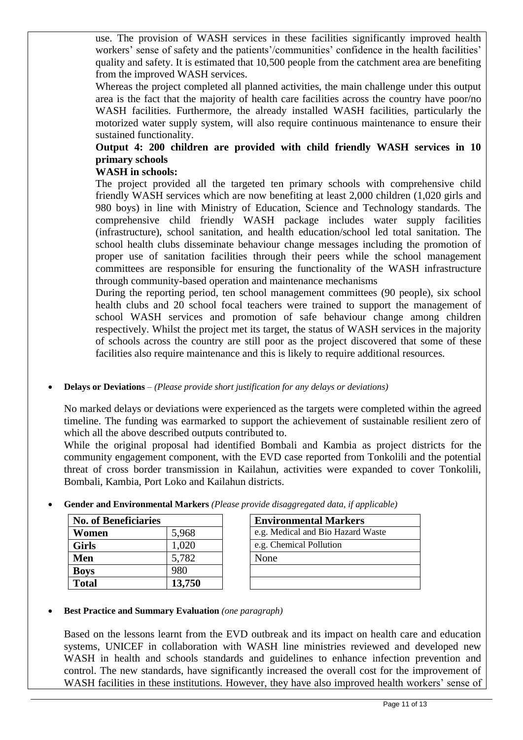use. The provision of WASH services in these facilities significantly improved health workers' sense of safety and the patients'/communities' confidence in the health facilities' quality and safety. It is estimated that 10,500 people from the catchment area are benefiting from the improved WASH services.

Whereas the project completed all planned activities, the main challenge under this output area is the fact that the majority of health care facilities across the country have poor/no WASH facilities. Furthermore, the already installed WASH facilities, particularly the motorized water supply system, will also require continuous maintenance to ensure their sustained functionality.

**Output 4: 200 children are provided with child friendly WASH services in 10 primary schools**

**WASH in schools:**

The project provided all the targeted ten primary schools with comprehensive child friendly WASH services which are now benefiting at least 2,000 children (1,020 girls and 980 boys) in line with Ministry of Education, Science and Technology standards. The comprehensive child friendly WASH package includes water supply facilities (infrastructure), school sanitation, and health education/school led total sanitation. The school health clubs disseminate behaviour change messages including the promotion of proper use of sanitation facilities through their peers while the school management committees are responsible for ensuring the functionality of the WASH infrastructure through community-based operation and maintenance mechanisms

During the reporting period, ten school management committees (90 people), six school health clubs and 20 school focal teachers were trained to support the management of school WASH services and promotion of safe behaviour change among children respectively. Whilst the project met its target, the status of WASH services in the majority of schools across the country are still poor as the project discovered that some of these facilities also require maintenance and this is likely to require additional resources.

- **Delays or Deviations** – *(Please provide short justification for any delays or deviations)*

No marked delays or deviations were experienced as the targets were completed within the agreed timeline. The funding was earmarked to support the achievement of sustainable resilient zero of which all the above described outputs contributed to.

While the original proposal had identified Bombali and Kambia as project districts for the community engagement component, with the EVD case reported from Tonkolili and the potential threat of cross border transmission in Kailahun, activities were expanded to cover Tonkolili, Bombali, Kambia, Port Loko and Kailahun districts.

- **Gender and Environmental Markers** *(Please provide disaggregated data, if applicable)*

| **No. of Beneficiaries** | |
|---|---|
| **Women** | 5,968 |
| **Girls** | 1,020 |
| **Men** | 5,782 |
| **Boys** | 980 |
| **Total** | **13,750** |

| **Environmental Markers** |
|---|
| e.g. Medical and Bio Hazard Waste |
| e.g. Chemical Pollution |
| None |
| |
| |

- **Best Practice and Summary Evaluation** *(one paragraph)*

Based on the lessons learnt from the EVD outbreak and its impact on health care and education systems, UNICEF in collaboration with WASH line ministries reviewed and developed new WASH in health and schools standards and guidelines to enhance infection prevention and control. The new standards, have significantly increased the overall cost for the improvement of WASH facilities in these institutions. However, they have also improved health workers' sense of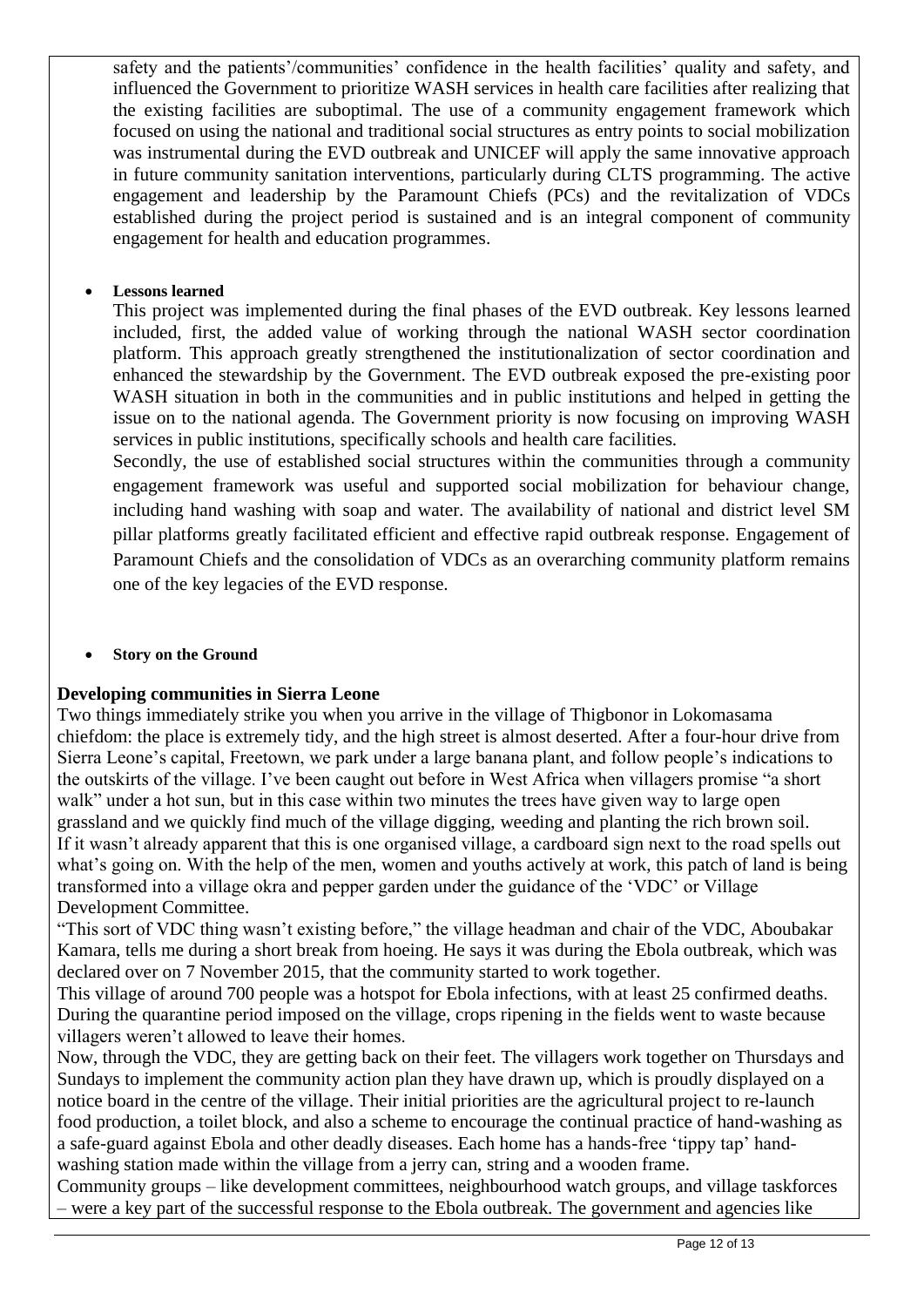safety and the patients'/communities' confidence in the health facilities' quality and safety, and influenced the Government to prioritize WASH services in health care facilities after realizing that the existing facilities are suboptimal. The use of a community engagement framework which focused on using the national and traditional social structures as entry points to social mobilization was instrumental during the EVD outbreak and UNICEF will apply the same innovative approach in future community sanitation interventions, particularly during CLTS programming. The active engagement and leadership by the Paramount Chiefs (PCs) and the revitalization of VDCs established during the project period is sustained and is an integral component of community engagement for health and education programmes.

- **Lessons learned**

This project was implemented during the final phases of the EVD outbreak. Key lessons learned included, first, the added value of working through the national WASH sector coordination platform. This approach greatly strengthened the institutionalization of sector coordination and enhanced the stewardship by the Government. The EVD outbreak exposed the pre-existing poor WASH situation in both in the communities and in public institutions and helped in getting the issue on to the national agenda. The Government priority is now focusing on improving WASH services in public institutions, specifically schools and health care facilities.

Secondly, the use of established social structures within the communities through a community engagement framework was useful and supported social mobilization for behaviour change, including hand washing with soap and water. The availability of national and district level SM pillar platforms greatly facilitated efficient and effective rapid outbreak response. Engagement of Paramount Chiefs and the consolidation of VDCs as an overarching community platform remains one of the key legacies of the EVD response.

- **Story on the Ground**

**Developing communities in Sierra Leone**

Two things immediately strike you when you arrive in the village of Thigbonor in Lokomasama chiefdom: the place is extremely tidy, and the high street is almost deserted. After a four-hour drive from Sierra Leone's capital, Freetown, we park under a large banana plant, and follow people's indications to the outskirts of the village. I've been caught out before in West Africa when villagers promise "a short walk" under a hot sun, but in this case within two minutes the trees have given way to large open grassland and we quickly find much of the village digging, weeding and planting the rich brown soil.

If it wasn't already apparent that this is one organised village, a cardboard sign next to the road spells out what's going on. With the help of the men, women and youths actively at work, this patch of land is being transformed into a village okra and pepper garden under the guidance of the 'VDC' or Village Development Committee.

"This sort of VDC thing wasn't existing before," the village headman and chair of the VDC, Aboubakar Kamara, tells me during a short break from hoeing. He says it was during the Ebola outbreak, which was declared over on 7 November 2015, that the community started to work together.

This village of around 700 people was a hotspot for Ebola infections, with at least 25 confirmed deaths. During the quarantine period imposed on the village, crops ripening in the fields went to waste because villagers weren't allowed to leave their homes.

Now, through the VDC, they are getting back on their feet. The villagers work together on Thursdays and Sundays to implement the community action plan they have drawn up, which is proudly displayed on a notice board in the centre of the village. Their initial priorities are the agricultural project to re-launch food production, a toilet block, and also a scheme to encourage the continual practice of hand-washing as a safe-guard against Ebola and other deadly diseases. Each home has a hands-free 'tippy tap' hand-washing station made within the village from a jerry can, string and a wooden frame.

Community groups – like development committees, neighbourhood watch groups, and village taskforces – were a key part of the successful response to the Ebola outbreak. The government and agencies like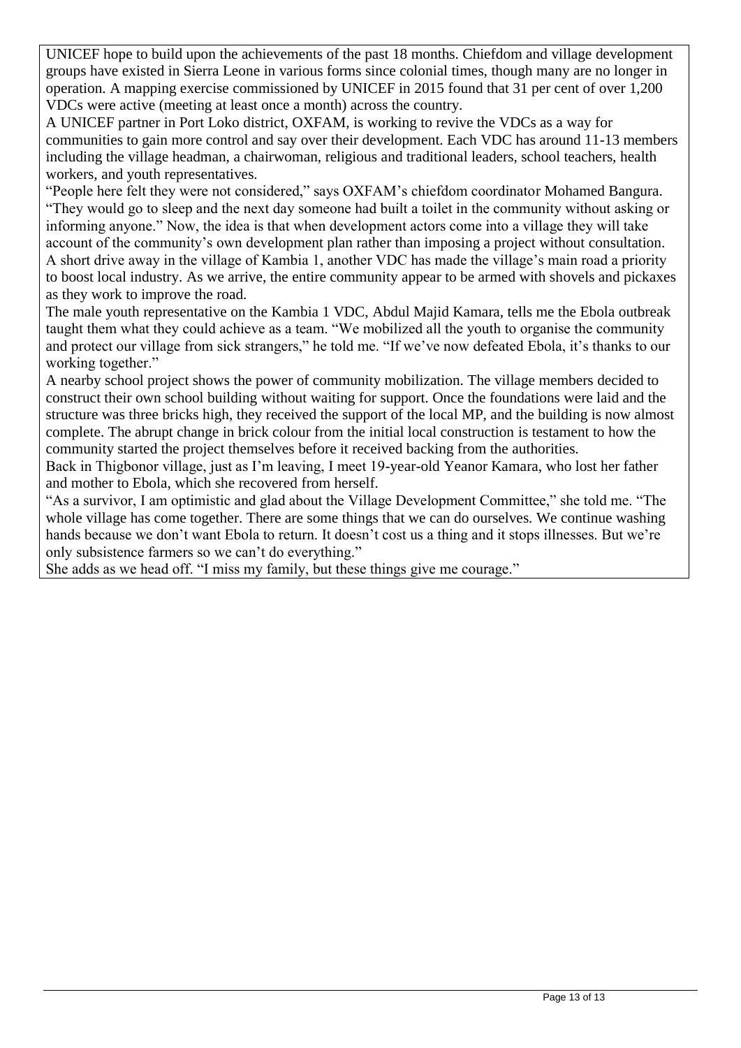UNICEF hope to build upon the achievements of the past 18 months. Chiefdom and village development groups have existed in Sierra Leone in various forms since colonial times, though many are no longer in operation. A mapping exercise commissioned by UNICEF in 2015 found that 31 per cent of over 1,200 VDCs were active (meeting at least once a month) across the country.

A UNICEF partner in Port Loko district, OXFAM, is working to revive the VDCs as a way for communities to gain more control and say over their development. Each VDC has around 11-13 members including the village headman, a chairwoman, religious and traditional leaders, school teachers, health workers, and youth representatives.

"People here felt they were not considered," says OXFAM's chiefdom coordinator Mohamed Bangura. "They would go to sleep and the next day someone had built a toilet in the community without asking or informing anyone." Now, the idea is that when development actors come into a village they will take account of the community's own development plan rather than imposing a project without consultation.

A short drive away in the village of Kambia 1, another VDC has made the village's main road a priority to boost local industry. As we arrive, the entire community appear to be armed with shovels and pickaxes as they work to improve the road.

The male youth representative on the Kambia 1 VDC, Abdul Majid Kamara, tells me the Ebola outbreak taught them what they could achieve as a team. "We mobilized all the youth to organise the community and protect our village from sick strangers," he told me. "If we've now defeated Ebola, it's thanks to our working together."

A nearby school project shows the power of community mobilization. The village members decided to construct their own school building without waiting for support. Once the foundations were laid and the structure was three bricks high, they received the support of the local MP, and the building is now almost complete. The abrupt change in brick colour from the initial local construction is testament to how the community started the project themselves before it received backing from the authorities.

Back in Thigbonor village, just as I'm leaving, I meet 19-year-old Yeanor Kamara, who lost her father and mother to Ebola, which she recovered from herself.

"As a survivor, I am optimistic and glad about the Village Development Committee," she told me. "The whole village has come together. There are some things that we can do ourselves. We continue washing hands because we don't want Ebola to return. It doesn't cost us a thing and it stops illnesses. But we're only subsistence farmers so we can't do everything."

She adds as we head off. "I miss my family, but these things give me courage."